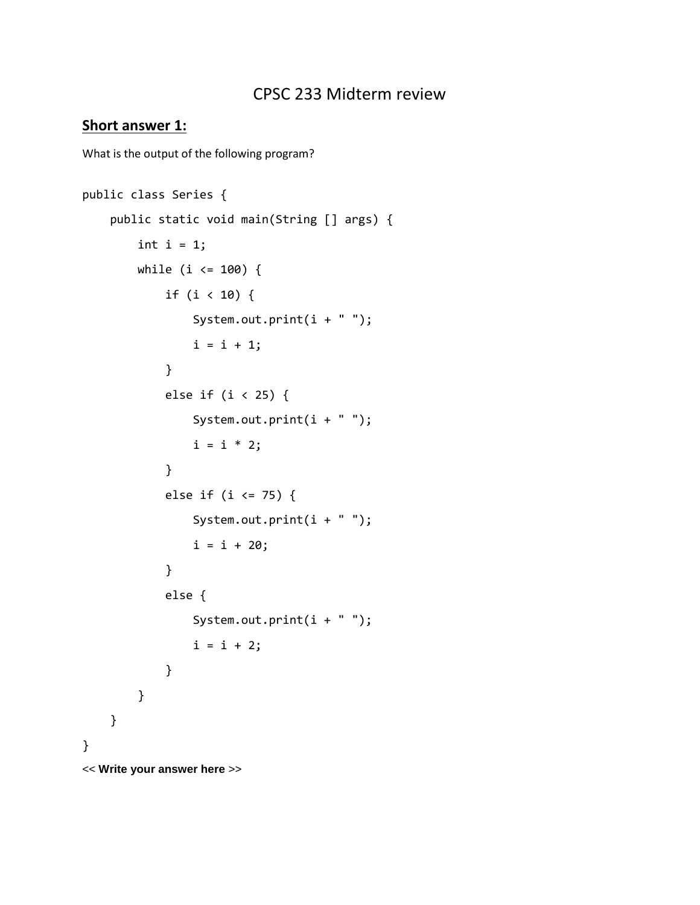# CPSC 233 Midterm review

## Short answer 1:

What is the output of the following program?

```
public class Series {
    public static void main(String [] args) {
        int i = 1;
        while (i <= 100) {
            if (i < 10) {
                System.out.print(i + " ");
                i = i + 1;
            }
            else if (i < 25) {
                System.out.print(i + " ");
                i = i * 2;
            }
            else if (i <= 75) {
                System.out.print(i + " ");
                i = i + 20;
            }
            else {
                System.out.print(i + " ");
                i = i + 2;
            }
        }
    }
}
```

<< **Write your answer here** >>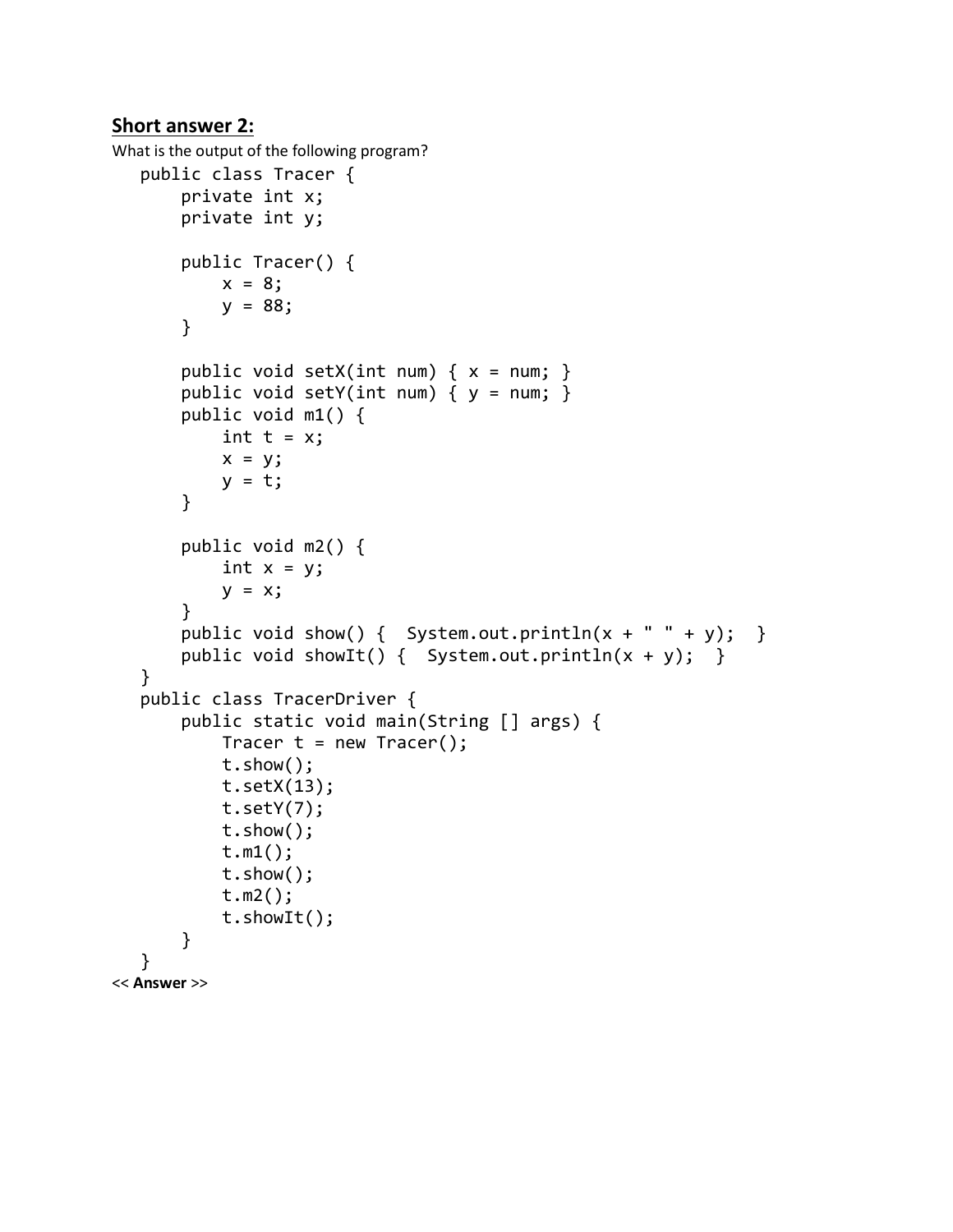## Short answer 2:

What is the output of the following program?

```
public class Tracer {
    private int x;
    private int y;

    public Tracer() {
        x = 8;
        y = 88;
    }

    public void setX(int num) { x = num; }
    public void setY(int num) { y = num; }
    public void m1() {
        int t = x;
        x = y;
        y = t;
    }

    public void m2() {
        int x = y;
        y = x;
    }
    public void show() {  System.out.println(x + " " + y);  }
    public void showIt() {  System.out.println(x + y);  }
}
public class TracerDriver {
    public static void main(String [] args) {
        Tracer t = new Tracer();
        t.show();
        t.setX(13);
        t.setY(7);
        t.show();
        t.m1();
        t.show();
        t.m2();
        t.showIt();
    }
}
```

<< **Answer** >>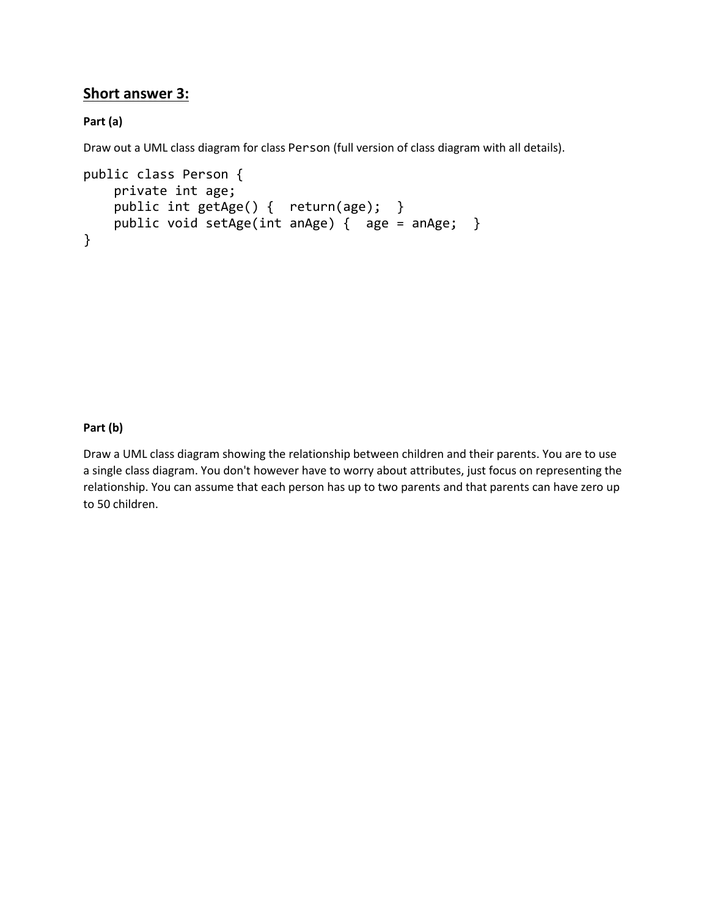## Short answer 3:

**Part (a)**

Draw out a UML class diagram for class `Person` (full version of class diagram with all details).

```
public class Person {
    private int age;
    public int getAge() {  return(age);  }
    public void setAge(int anAge) {  age = anAge;  }
}
```

**Part (b)**

Draw a UML class diagram showing the relationship between children and their parents. You are to use a single class diagram. You don't however have to worry about attributes, just focus on representing the relationship. You can assume that each person has up to two parents and that parents can have zero up to 50 children.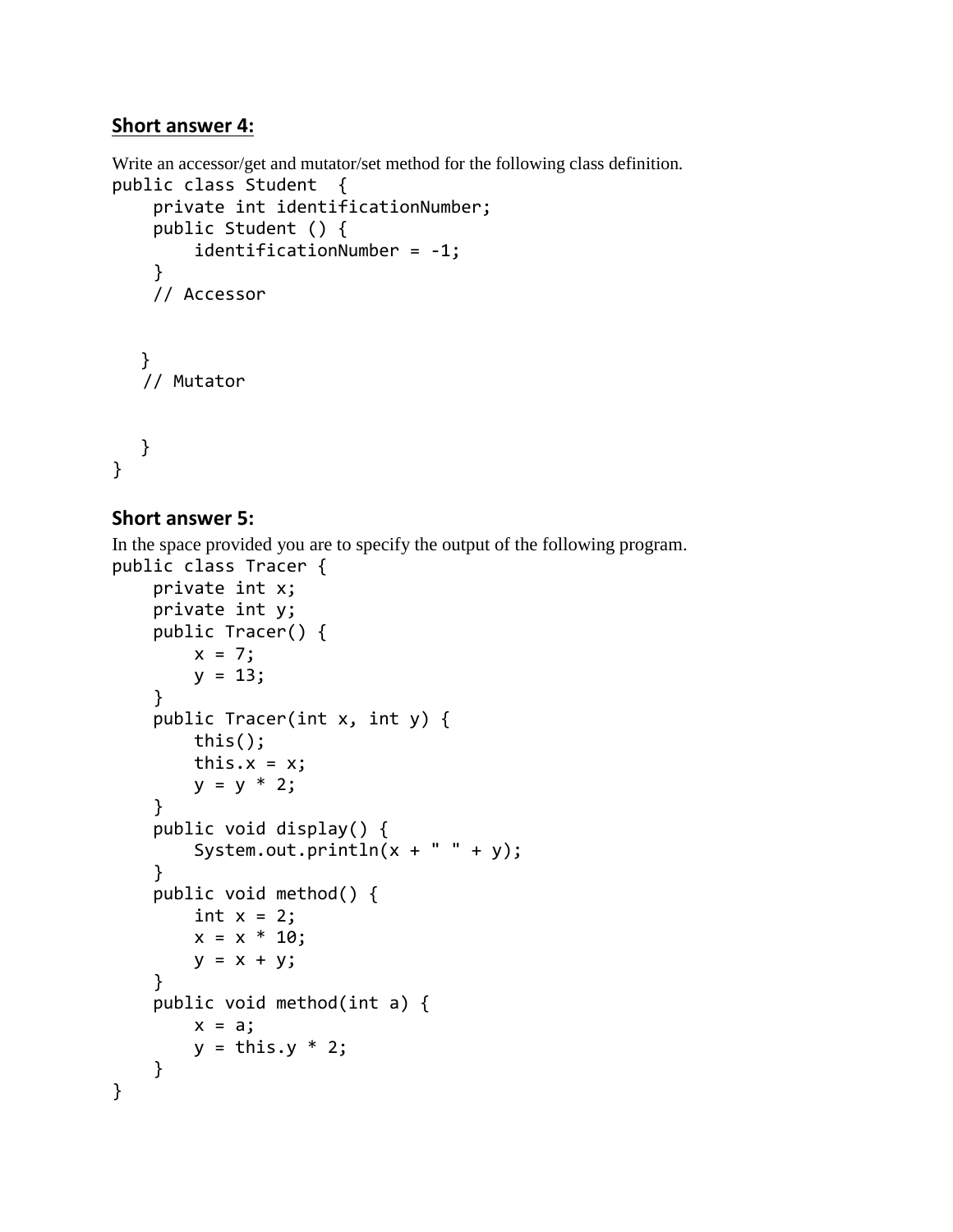## Short answer 4:

Write an accessor/get and mutator/set method for the following class definition.

```
public class Student  {
     private int identificationNumber;
     public Student () {
          identificationNumber = -1;
     }
     // Accessor


    }
    // Mutator


    }
}
```

## Short answer 5:

In the space provided you are to specify the output of the following program.

```
public class Tracer {
     private int x;
     private int y;
     public Tracer() {
          x = 7;
          y = 13;
     }
     public Tracer(int x, int y) {
          this();
          this.x = x;
          y = y * 2;
     }
     public void display() {
          System.out.println(x + " " + y);
     }
     public void method() {
          int x = 2;
          x = x * 10;
          y = x + y;
     }
     public void method(int a) {
          x = a;
          y = this.y * 2;
     }
}
```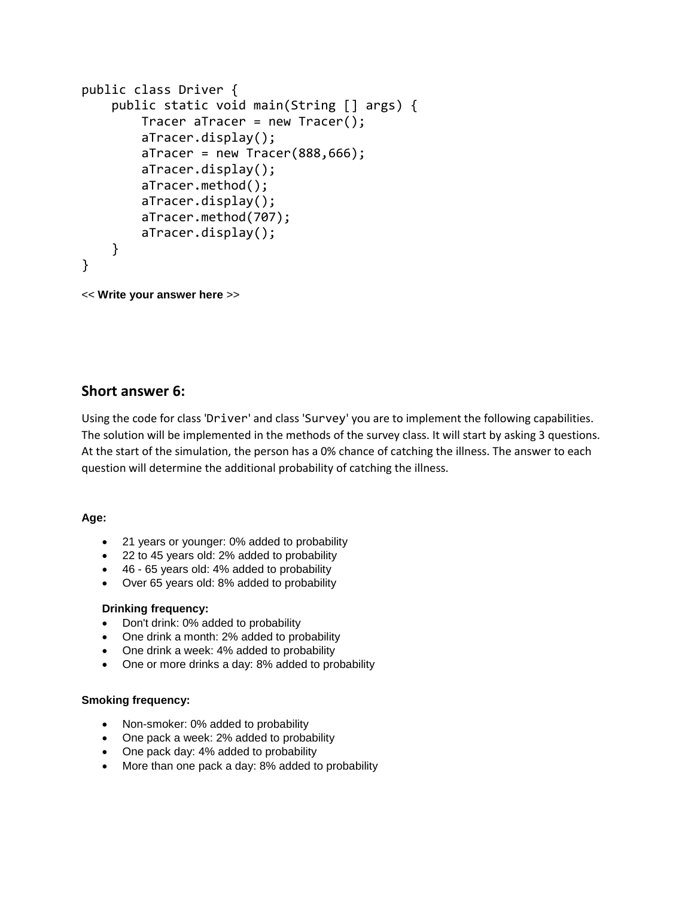```
public class Driver {
    public static void main(String [] args) {
        Tracer aTracer = new Tracer();
        aTracer.display();
        aTracer = new Tracer(888,666);
        aTracer.display();
        aTracer.method();
        aTracer.display();
        aTracer.method(707);
        aTracer.display();
    }
}
```

<< **Write your answer here** >>

## Short answer 6:

Using the code for class 'Driver' and class 'Survey' you are to implement the following capabilities. The solution will be implemented in the methods of the survey class. It will start by asking 3 questions. At the start of the simulation, the person has a 0% chance of catching the illness. The answer to each question will determine the additional probability of catching the illness.

**Age:**

- 21 years or younger: 0% added to probability
- 22 to 45 years old: 2% added to probability
- 46 - 65 years old: 4% added to probability
- Over 65 years old: 8% added to probability

**Drinking frequency:**

- Don't drink: 0% added to probability
- One drink a month: 2% added to probability
- One drink a week: 4% added to probability
- One or more drinks a day: 8% added to probability

**Smoking frequency:**

- Non-smoker: 0% added to probability
- One pack a week: 2% added to probability
- One pack day: 4% added to probability
- More than one pack a day: 8% added to probability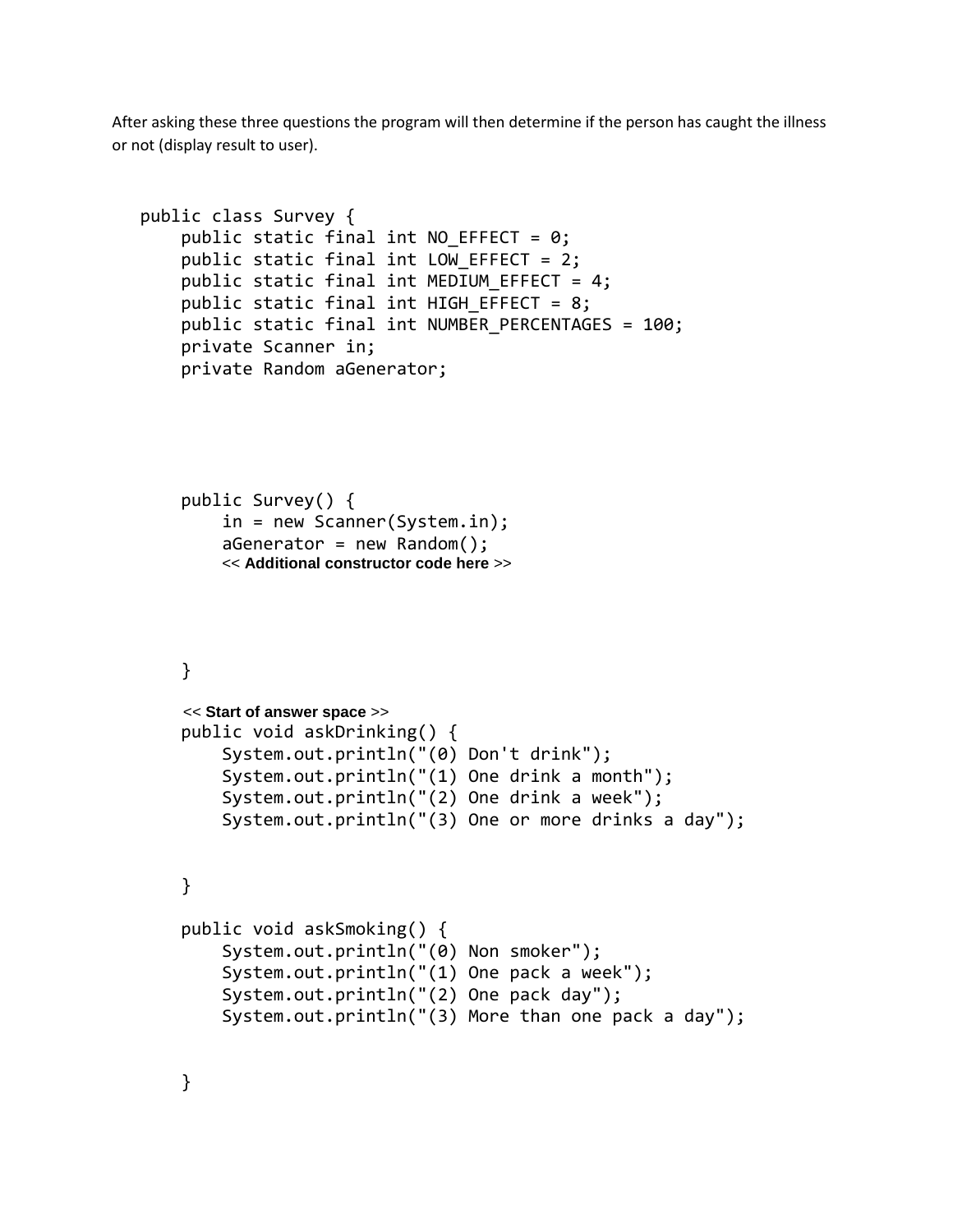After asking these three questions the program will then determine if the person has caught the illness or not (display result to user).

```
public class Survey {
    public static final int NO_EFFECT = 0;
    public static final int LOW_EFFECT = 2;
    public static final int MEDIUM_EFFECT = 4;
    public static final int HIGH_EFFECT = 8;
    public static final int NUMBER_PERCENTAGES = 100;
    private Scanner in;
    private Random aGenerator;





    public Survey() {
        in = new Scanner(System.in);
        aGenerator = new Random();
        << Additional constructor code here >>



    }

    << Start of answer space >>
    public void askDrinking() {
        System.out.println("(0) Don't drink");
        System.out.println("(1) One drink a month");
        System.out.println("(2) One drink a week");
        System.out.println("(3) One or more drinks a day");


    }

    public void askSmoking() {
        System.out.println("(0) Non smoker");
        System.out.println("(1) One pack a week");
        System.out.println("(2) One pack day");
        System.out.println("(3) More than one pack a day");


    }
```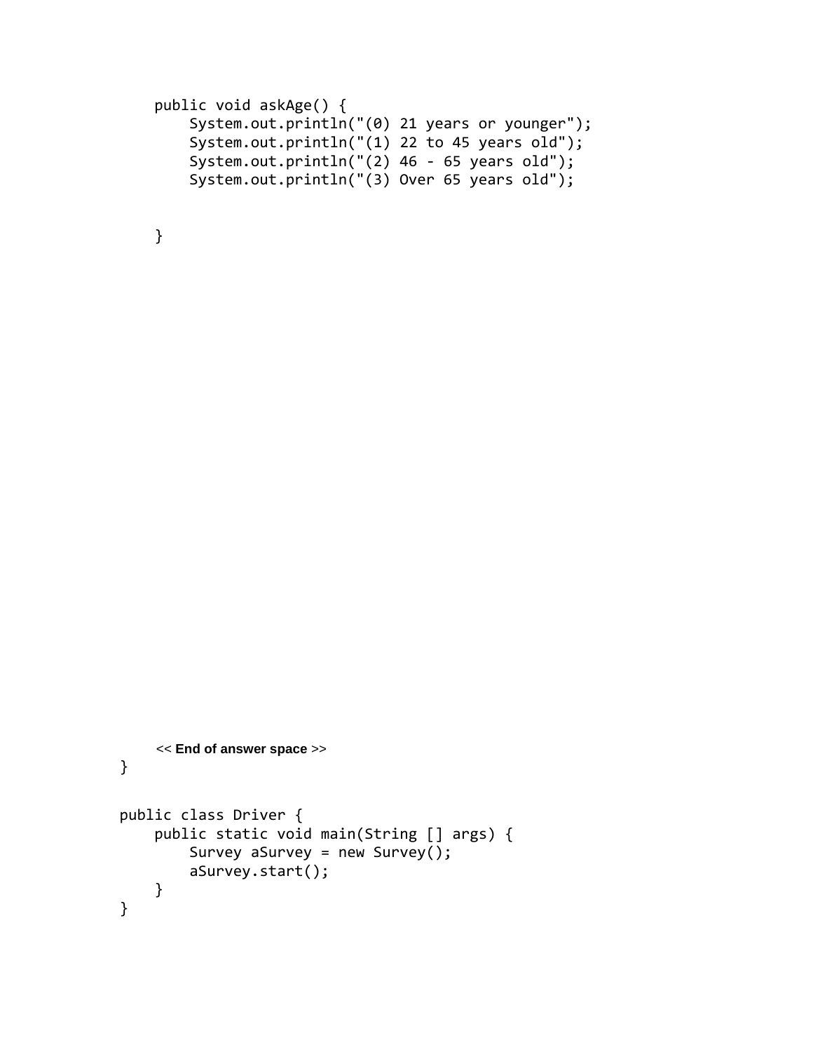```java
    public void askAge() {
        System.out.println("(0) 21 years or younger");
        System.out.println("(1) 22 to 45 years old");
        System.out.println("(2) 46 - 65 years old");
        System.out.println("(3) Over 65 years old");


    }
```

<< **End of answer space** >>

```java
}


public class Driver {
    public static void main(String [] args) {
        Survey aSurvey = new Survey();
        aSurvey.start();
    }
}
```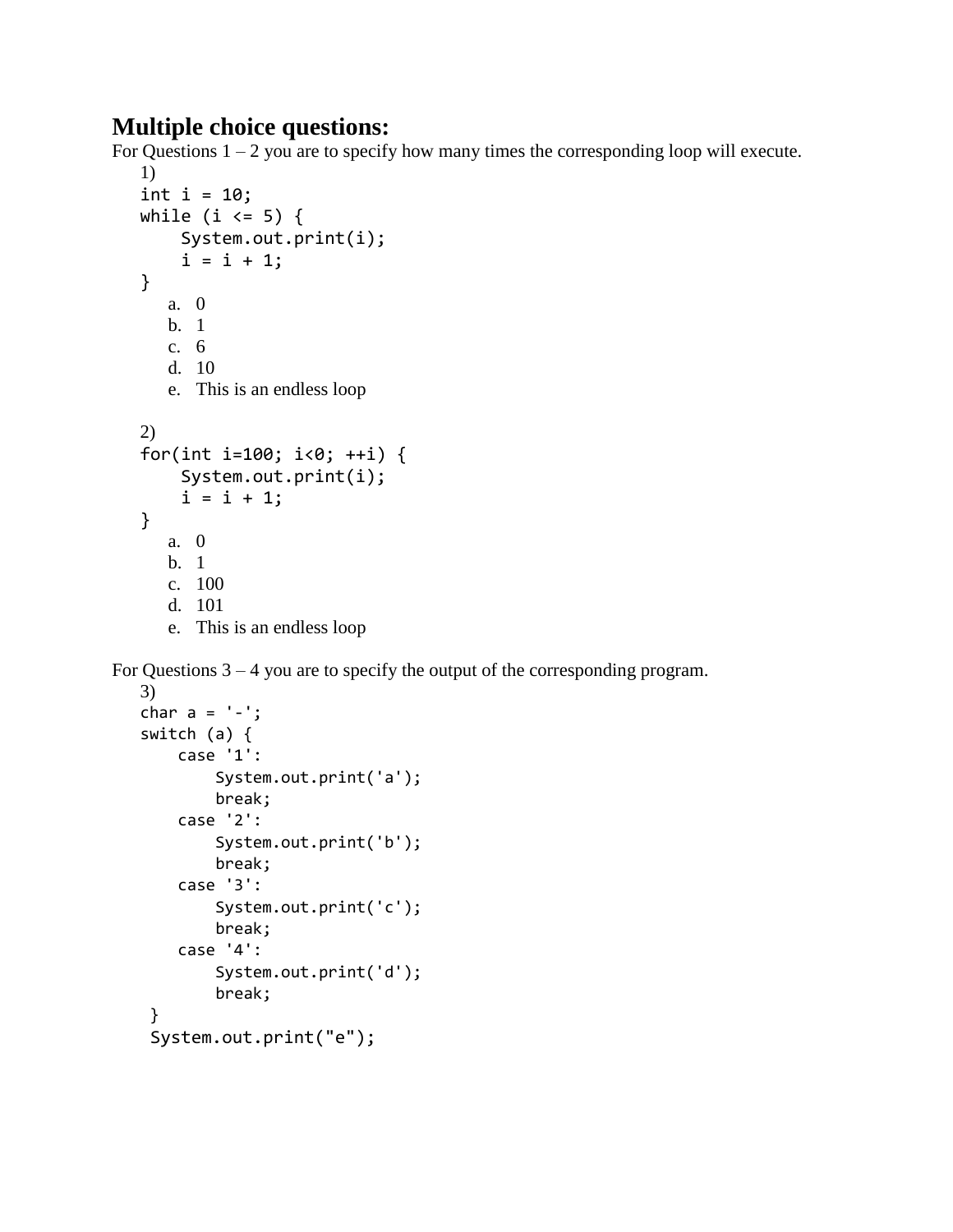## Multiple choice questions:

For Questions 1 – 2 you are to specify how many times the corresponding loop will execute.

1)

```
int i = 10;
while (i <= 5) {
    System.out.print(i);
    i = i + 1;
}
```

a. 0
b. 1
c. 6
d. 10
e. This is an endless loop

2)

```
for(int i=100; i<0; ++i) {
    System.out.print(i);
    i = i + 1;
}
```

a. 0
b. 1
c. 100
d. 101
e. This is an endless loop

For Questions 3 – 4 you are to specify the output of the corresponding program.

3)

```
char a = '-';
switch (a) {
    case '1':
        System.out.print('a');
        break;
    case '2':
        System.out.print('b');
        break;
    case '3':
        System.out.print('c');
        break;
    case '4':
        System.out.print('d');
        break;
}
System.out.print("e");
```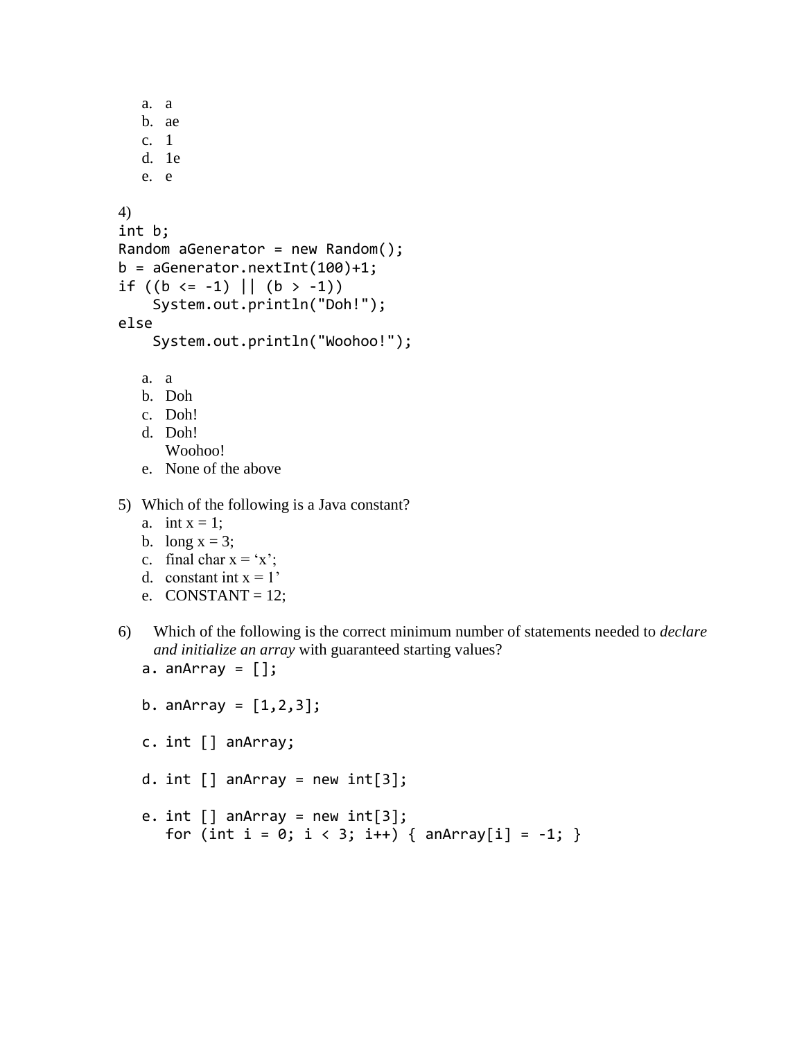a. a
b. ae
c. 1
d. 1e
e. e

4)

```
int b;
Random aGenerator = new Random();
b = aGenerator.nextInt(100)+1;
if ((b <= -1) || (b > -1))
    System.out.println("Doh!");
else
    System.out.println("Woohoo!");
```

a. a
b. Doh
c. Doh!
d. Doh!
   Woohoo!
e. None of the above

5) Which of the following is a Java constant?
   a. int x = 1;
   b. long x = 3;
   c. final char x = ‘x’;
   d. constant int x = 1’
   e. CONSTANT = 12;

6) Which of the following is the correct minimum number of statements needed to *declare and initialize an array* with guaranteed starting values?

   a. `anArray = [];`

   b. `anArray = [1,2,3];`

   c. `int [] anArray;`

   d. `int [] anArray = new int[3];`

   e.
   ```
   int [] anArray = new int[3];
   for (int i = 0; i < 3; i++) { anArray[i] = -1; }
   ```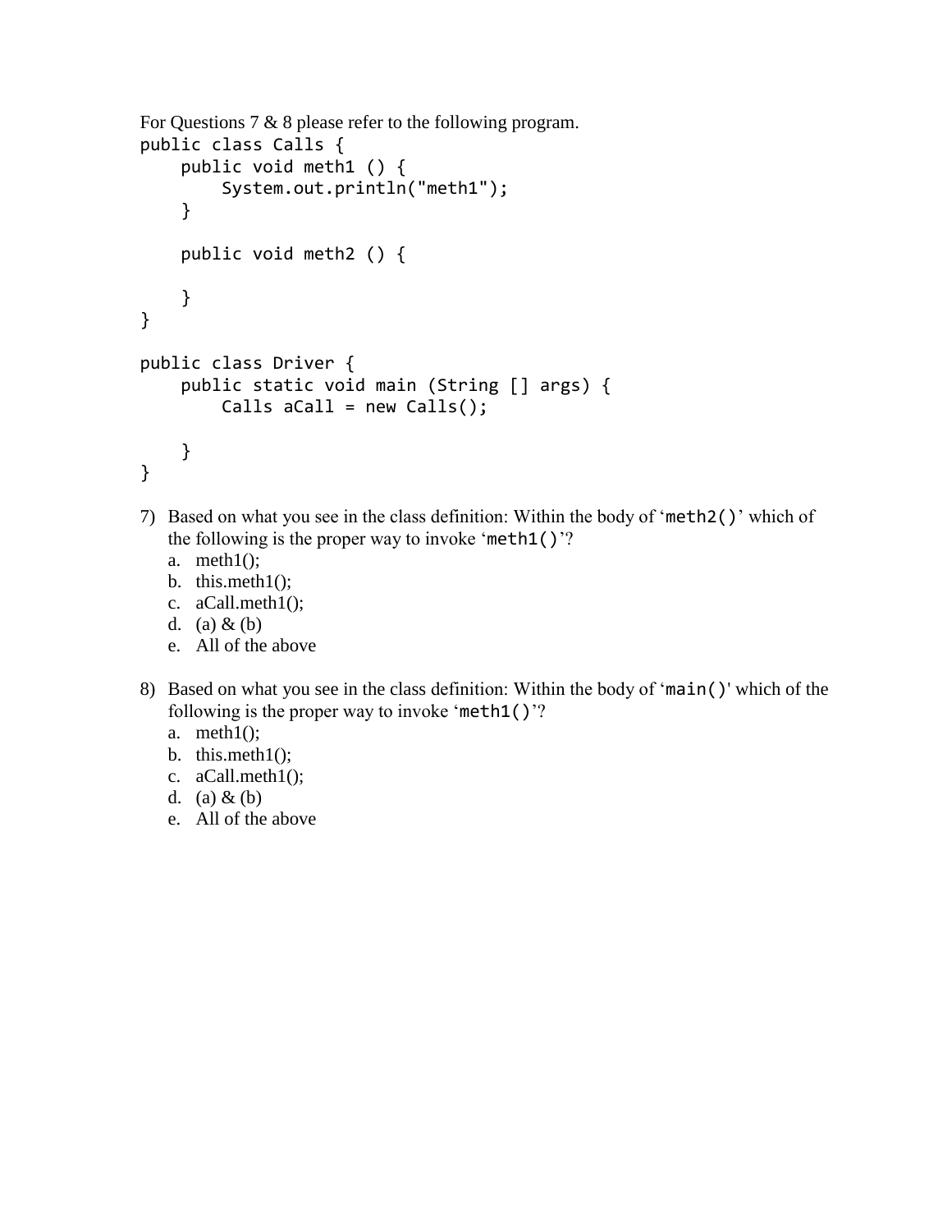For Questions 7 & 8 please refer to the following program.

```
public class Calls {
    public void meth1 () {
        System.out.println("meth1");
    }

    public void meth2 () {

    }
}

public class Driver {
    public static void main (String [] args) {
        Calls aCall = new Calls();

    }
}
```

7) Based on what you see in the class definition: Within the body of ‘`meth2()`’ which of the following is the proper way to invoke ‘`meth1()`’?
   a. meth1();
   b. this.meth1();
   c. aCall.meth1();
   d. (a) & (b)
   e. All of the above

8) Based on what you see in the class definition: Within the body of ‘`main()`' which of the following is the proper way to invoke ‘`meth1()`’?
   a. meth1();
   b. this.meth1();
   c. aCall.meth1();
   d. (a) & (b)
   e. All of the above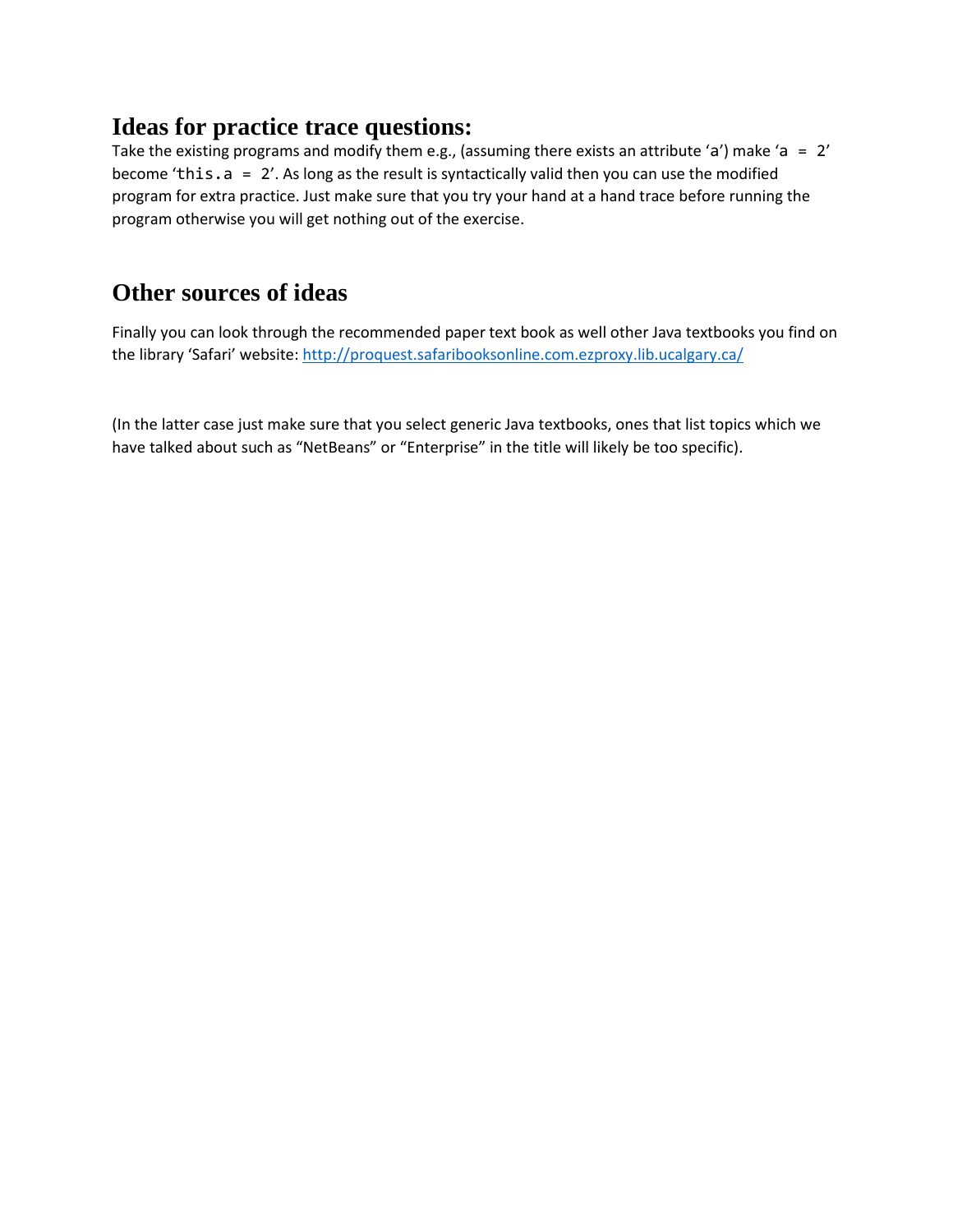## Ideas for practice trace questions:

Take the existing programs and modify them e.g., (assuming there exists an attribute 'a') make 'a = 2' become 'this.a = 2'. As long as the result is syntactically valid then you can use the modified program for extra practice. Just make sure that you try your hand at a hand trace before running the program otherwise you will get nothing out of the exercise.

## Other sources of ideas

Finally you can look through the recommended paper text book as well other Java textbooks you find on the library 'Safari' website: http://proquest.safaribooksonline.com.ezproxy.lib.ucalgary.ca/

(In the latter case just make sure that you select generic Java textbooks, ones that list topics which we have talked about such as "NetBeans" or "Enterprise" in the title will likely be too specific).